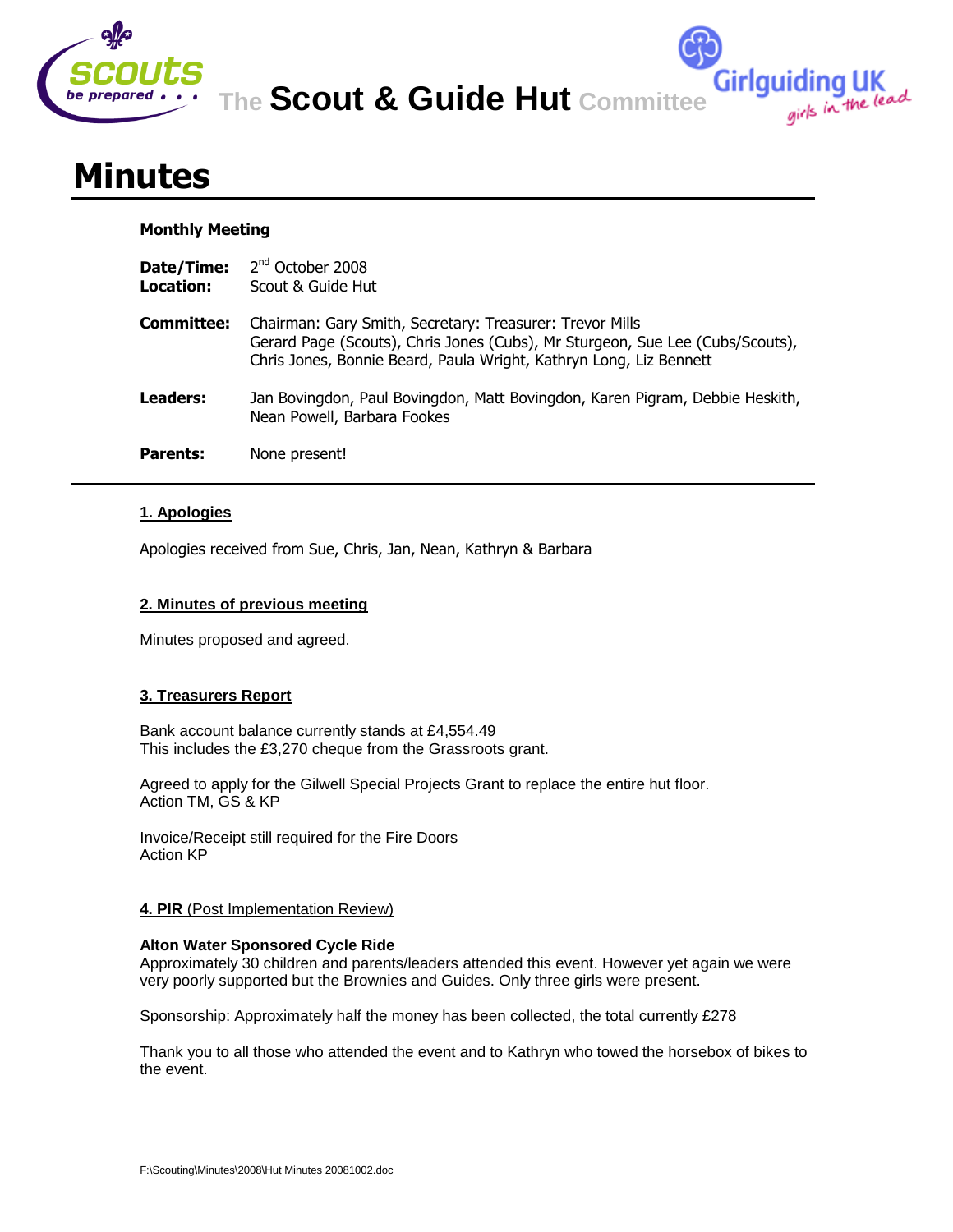**The Scout & Guide Hut Committee**

# Minutes

**Monthly Meeting**

**Date/Time:** 2nd October 2008
**Location:** Scout & Guide Hut

**Committee:** Chairman: Gary Smith, Secretary: Treasurer: Trevor Mills
Gerard Page (Scouts), Chris Jones (Cubs), Mr Sturgeon, Sue Lee (Cubs/Scouts), Chris Jones, Bonnie Beard, Paula Wright, Kathryn Long, Liz Bennett

**Leaders:** Jan Bovingdon, Paul Bovingdon, Matt Bovingdon, Karen Pigram, Debbie Heskith, Nean Powell, Barbara Fookes

**Parents:** None present!

---

## 1. Apologies

Apologies received from Sue, Chris, Jan, Nean, Kathryn & Barbara

## 2. Minutes of previous meeting

Minutes proposed and agreed.

## 3. Treasurers Report

Bank account balance currently stands at £4,554.49
This includes the £3,270 cheque from the Grassroots grant.

Agreed to apply for the Gilwell Special Projects Grant to replace the entire hut floor.
Action TM, GS & KP

Invoice/Receipt still required for the Fire Doors
Action KP

## 4. PIR (Post Implementation Review)

**Alton Water Sponsored Cycle Ride**
Approximately 30 children and parents/leaders attended this event. However yet again we were very poorly supported but the Brownies and Guides. Only three girls were present.

Sponsorship: Approximately half the money has been collected, the total currently £278

Thank you to all those who attended the event and to Kathryn who towed the horsebox of bikes to the event.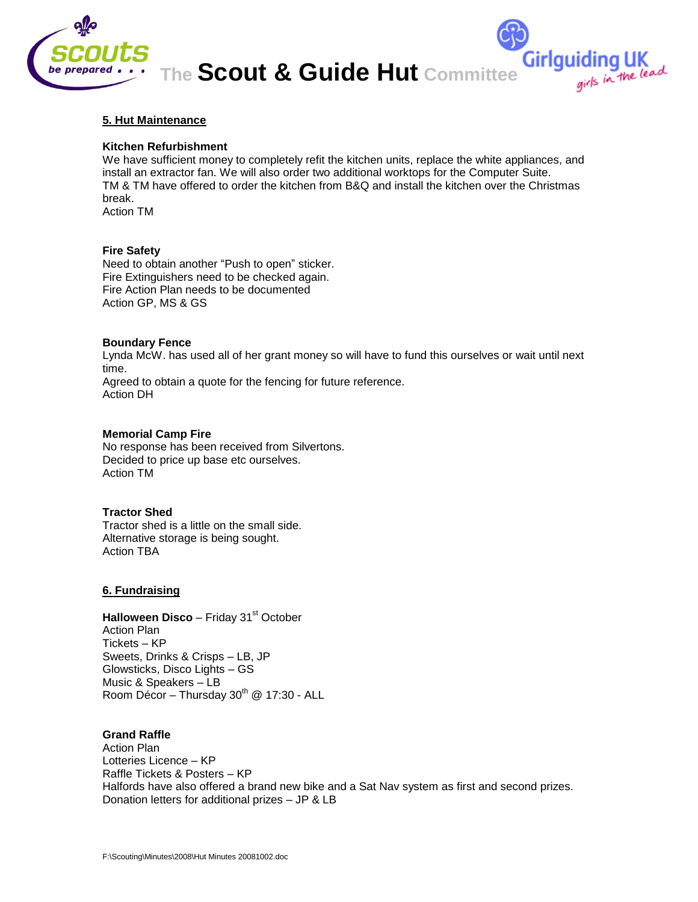## 5. Hut Maintenance

**Kitchen Refurbishment**
We have sufficient money to completely refit the kitchen units, replace the white appliances, and install an extractor fan. We will also order two additional worktops for the Computer Suite.
TM & TM have offered to order the kitchen from B&Q and install the kitchen over the Christmas break.
Action TM

**Fire Safety**
Need to obtain another "Push to open" sticker.
Fire Extinguishers need to be checked again.
Fire Action Plan needs to be documented
Action GP, MS & GS

**Boundary Fence**
Lynda McW. has used all of her grant money so will have to fund this ourselves or wait until next time.
Agreed to obtain a quote for the fencing for future reference.
Action DH

**Memorial Camp Fire**
No response has been received from Silvertons.
Decided to price up base etc ourselves.
Action TM

**Tractor Shed**
Tractor shed is a little on the small side.
Alternative storage is being sought.
Action TBA

## 6. Fundraising

**Halloween Disco** – Friday 31st October
Action Plan
Tickets – KP
Sweets, Drinks & Crisps – LB, JP
Glowsticks, Disco Lights – GS
Music & Speakers – LB
Room Décor – Thursday 30th @ 17:30 - ALL

**Grand Raffle**
Action Plan
Lotteries Licence – KP
Raffle Tickets & Posters – KP
Halfords have also offered a brand new bike and a Sat Nav system as first and second prizes.
Donation letters for additional prizes – JP & LB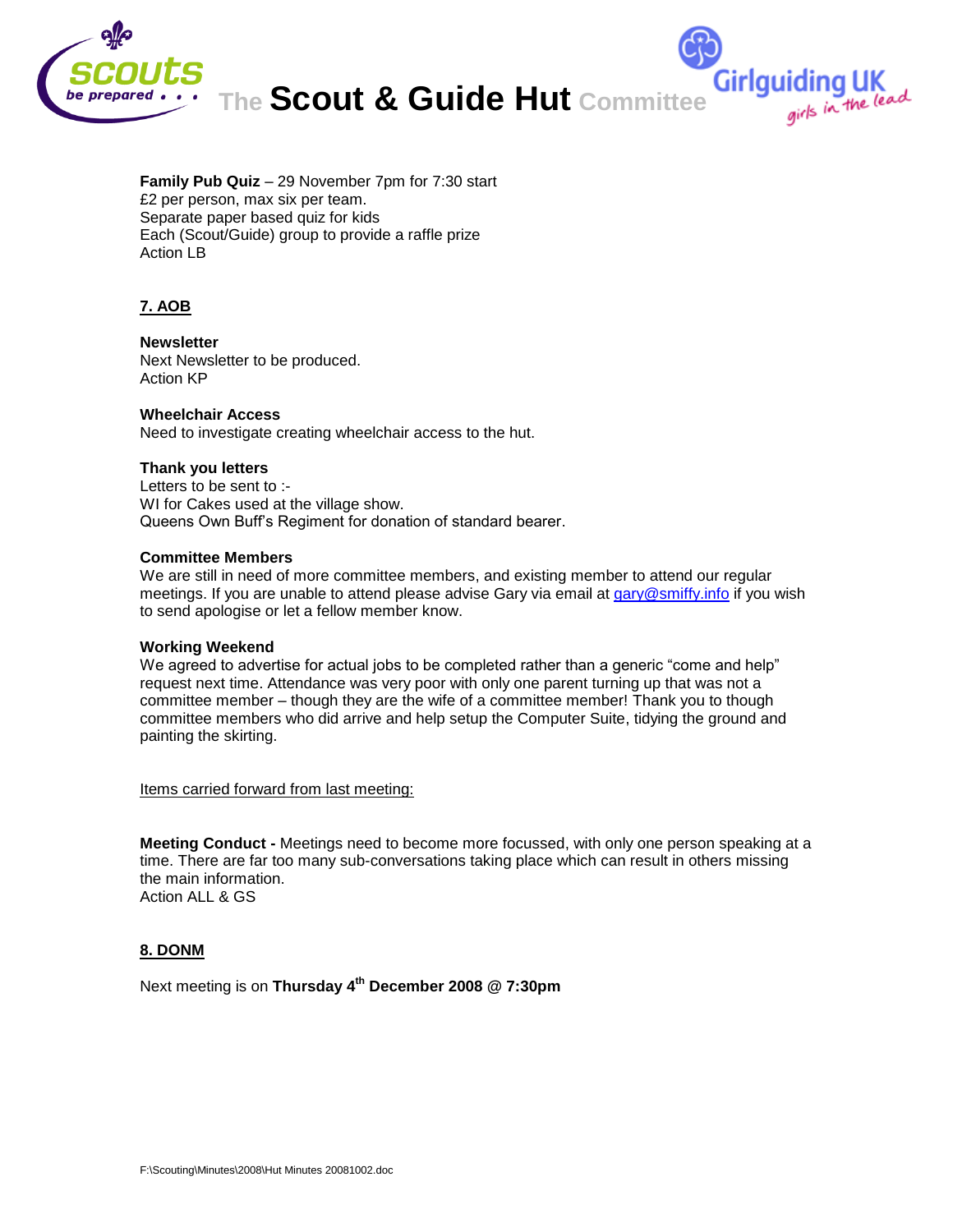**Family Pub Quiz** – 29 November 7pm for 7:30 start
£2 per person, max six per team.
Separate paper based quiz for kids
Each (Scout/Guide) group to provide a raffle prize
Action LB

## 7. AOB

**Newsletter**
Next Newsletter to be produced.
Action KP

**Wheelchair Access**
Need to investigate creating wheelchair access to the hut.

**Thank you letters**
Letters to be sent to :-
WI for Cakes used at the village show.
Queens Own Buff's Regiment for donation of standard bearer.

**Committee Members**
We are still in need of more committee members, and existing member to attend our regular meetings. If you are unable to attend please advise Gary via email at gary@smiffy.info if you wish to send apologise or let a fellow member know.

**Working Weekend**
We agreed to advertise for actual jobs to be completed rather than a generic "come and help" request next time. Attendance was very poor with only one parent turning up that was not a committee member – though they are the wife of a committee member! Thank you to though committee members who did arrive and help setup the Computer Suite, tidying the ground and painting the skirting.

Items carried forward from last meeting:

**Meeting Conduct -** Meetings need to become more focussed, with only one person speaking at a time. There are far too many sub-conversations taking place which can result in others missing the main information.
Action ALL & GS

## 8. DONM

Next meeting is on **Thursday 4th December 2008 @ 7:30pm**

F:\Scouting\Minutes\2008\Hut Minutes 20081002.doc